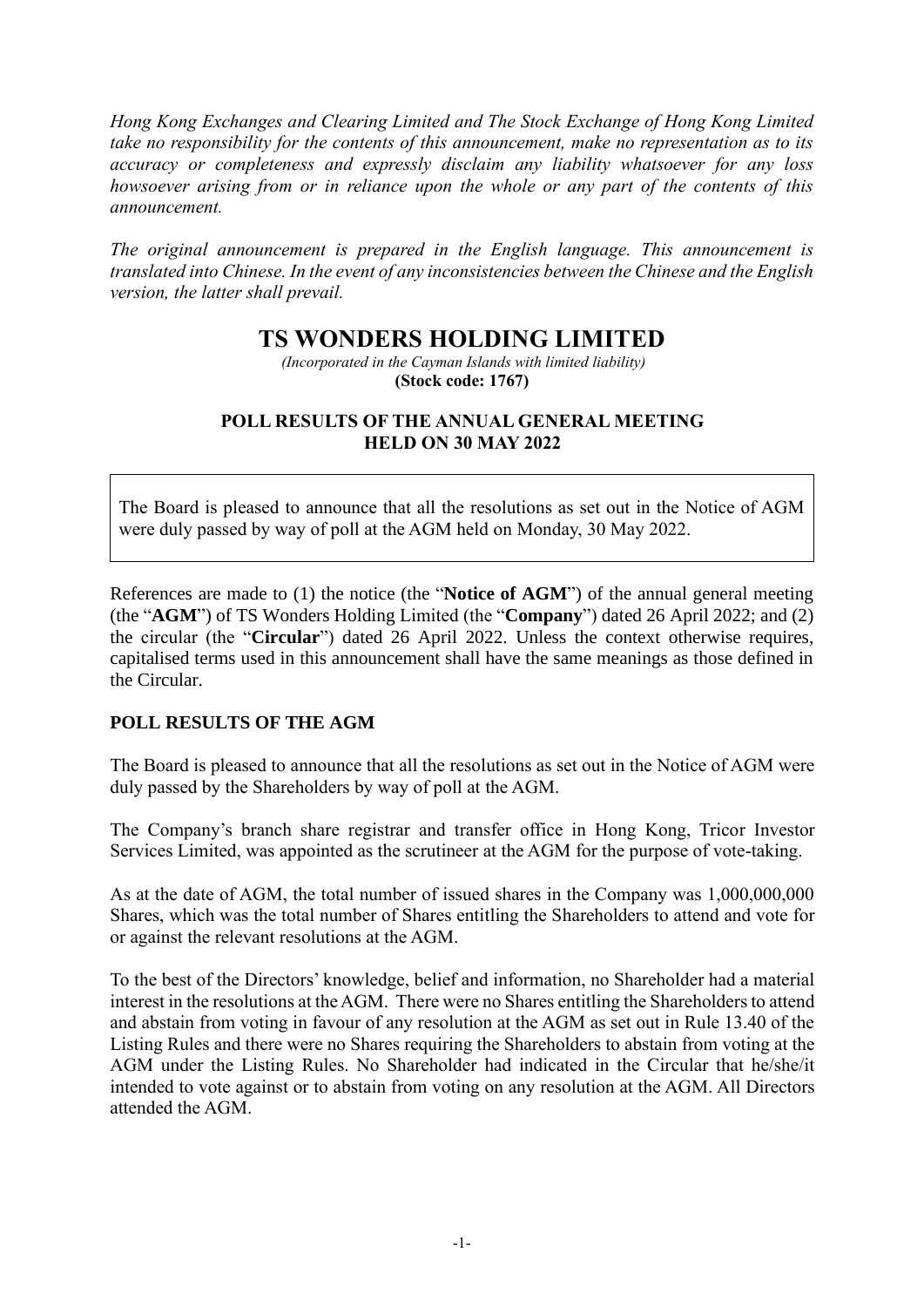*Hong Kong Exchanges and Clearing Limited and The Stock Exchange of Hong Kong Limited take no responsibility for the contents of this announcement, make no representation as to its accuracy or completeness and expressly disclaim any liability whatsoever for any loss howsoever arising from or in reliance upon the whole or any part of the contents of this announcement.*

*The original announcement is prepared in the English language. This announcement is translated into Chinese. In the event of any inconsistencies between the Chinese and the English version, the latter shall prevail.*

# TS WONDERS HOLDING LIMITED

*(Incorporated in the Cayman Islands with limited liability)*

**(Stock code: 1767)**

## POLL RESULTS OF THE ANNUAL GENERAL MEETING HELD ON 30 MAY 2022

The Board is pleased to announce that all the resolutions as set out in the Notice of AGM were duly passed by way of poll at the AGM held on Monday, 30 May 2022.

References are made to (1) the notice (the "**Notice of AGM**") of the annual general meeting (the "**AGM**") of TS Wonders Holding Limited (the "**Company**") dated 26 April 2022; and (2) the circular (the "**Circular**") dated 26 April 2022. Unless the context otherwise requires, capitalised terms used in this announcement shall have the same meanings as those defined in the Circular.

### POLL RESULTS OF THE AGM

The Board is pleased to announce that all the resolutions as set out in the Notice of AGM were duly passed by the Shareholders by way of poll at the AGM.

The Company's branch share registrar and transfer office in Hong Kong, Tricor Investor Services Limited, was appointed as the scrutineer at the AGM for the purpose of vote-taking.

As at the date of AGM, the total number of issued shares in the Company was 1,000,000,000 Shares, which was the total number of Shares entitling the Shareholders to attend and vote for or against the relevant resolutions at the AGM.

To the best of the Directors' knowledge, belief and information, no Shareholder had a material interest in the resolutions at the AGM. There were no Shares entitling the Shareholders to attend and abstain from voting in favour of any resolution at the AGM as set out in Rule 13.40 of the Listing Rules and there were no Shares requiring the Shareholders to abstain from voting at the AGM under the Listing Rules. No Shareholder had indicated in the Circular that he/she/it intended to vote against or to abstain from voting on any resolution at the AGM. All Directors attended the AGM.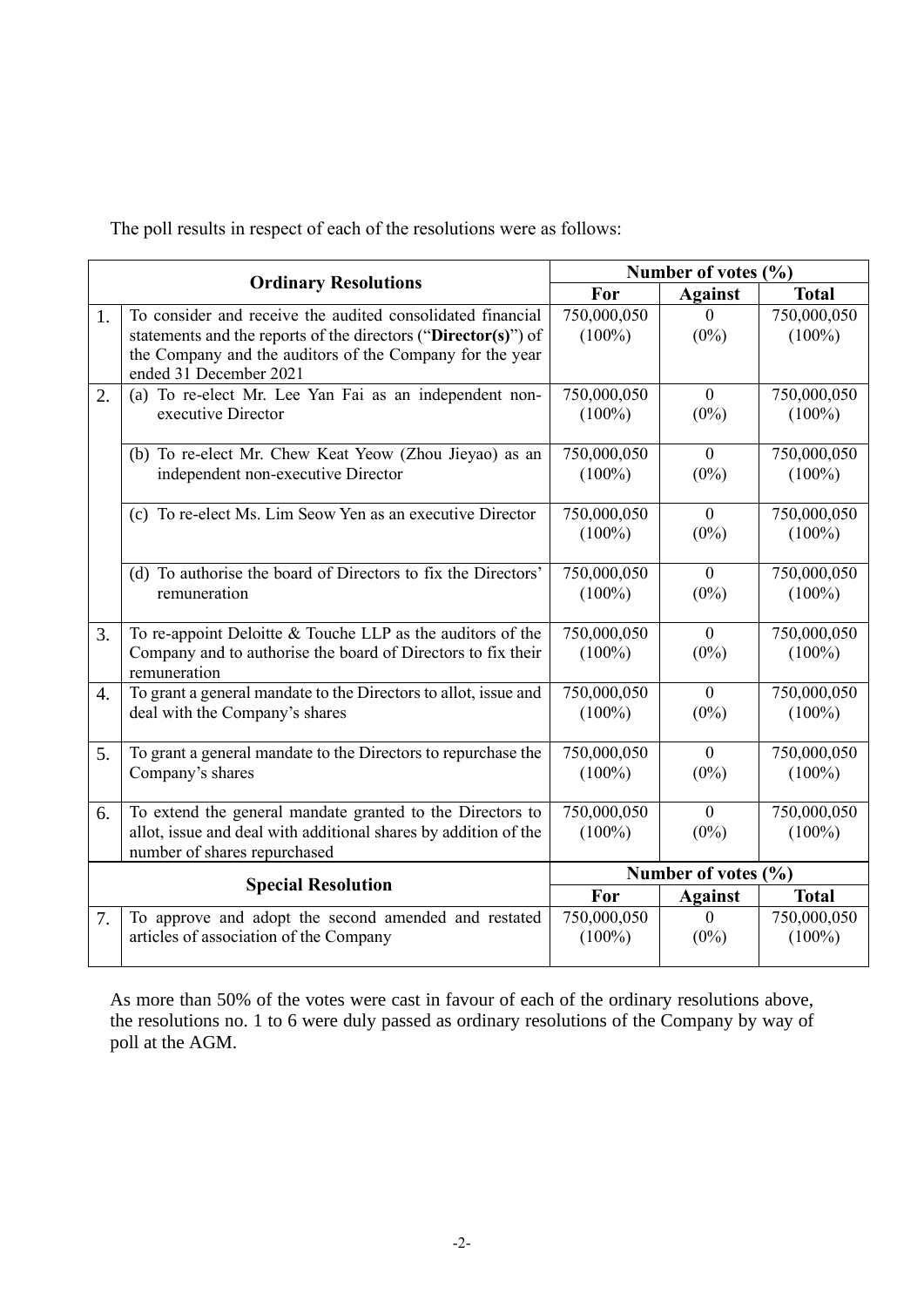The poll results in respect of each of the resolutions were as follows:

| | Ordinary Resolutions | Number of votes (%) | | |
|---|---|---|---|---|
| | | **For** | **Against** | **Total** |
| 1. | To consider and receive the audited consolidated financial statements and the reports of the directors ("**Director(s)**") of the Company and the auditors of the Company for the year ended 31 December 2021 | 750,000,050 (100%) | 0 (0%) | 750,000,050 (100%) |
| 2. | (a) To re-elect Mr. Lee Yan Fai as an independent non-executive Director | 750,000,050 (100%) | 0 (0%) | 750,000,050 (100%) |
| | (b) To re-elect Mr. Chew Keat Yeow (Zhou Jieyao) as an independent non-executive Director | 750,000,050 (100%) | 0 (0%) | 750,000,050 (100%) |
| | (c) To re-elect Ms. Lim Seow Yen as an executive Director | 750,000,050 (100%) | 0 (0%) | 750,000,050 (100%) |
| | (d) To authorise the board of Directors to fix the Directors' remuneration | 750,000,050 (100%) | 0 (0%) | 750,000,050 (100%) |
| 3. | To re-appoint Deloitte & Touche LLP as the auditors of the Company and to authorise the board of Directors to fix their remuneration | 750,000,050 (100%) | 0 (0%) | 750,000,050 (100%) |
| 4. | To grant a general mandate to the Directors to allot, issue and deal with the Company's shares | 750,000,050 (100%) | 0 (0%) | 750,000,050 (100%) |
| 5. | To grant a general mandate to the Directors to repurchase the Company's shares | 750,000,050 (100%) | 0 (0%) | 750,000,050 (100%) |
| 6. | To extend the general mandate granted to the Directors to allot, issue and deal with additional shares by addition of the number of shares repurchased | 750,000,050 (100%) | 0 (0%) | 750,000,050 (100%) |
| | **Special Resolution** | **Number of votes (%)** | | |
| | | **For** | **Against** | **Total** |
| 7. | To approve and adopt the second amended and restated articles of association of the Company | 750,000,050 (100%) | 0 (0%) | 750,000,050 (100%) |

As more than 50% of the votes were cast in favour of each of the ordinary resolutions above, the resolutions no. 1 to 6 were duly passed as ordinary resolutions of the Company by way of poll at the AGM.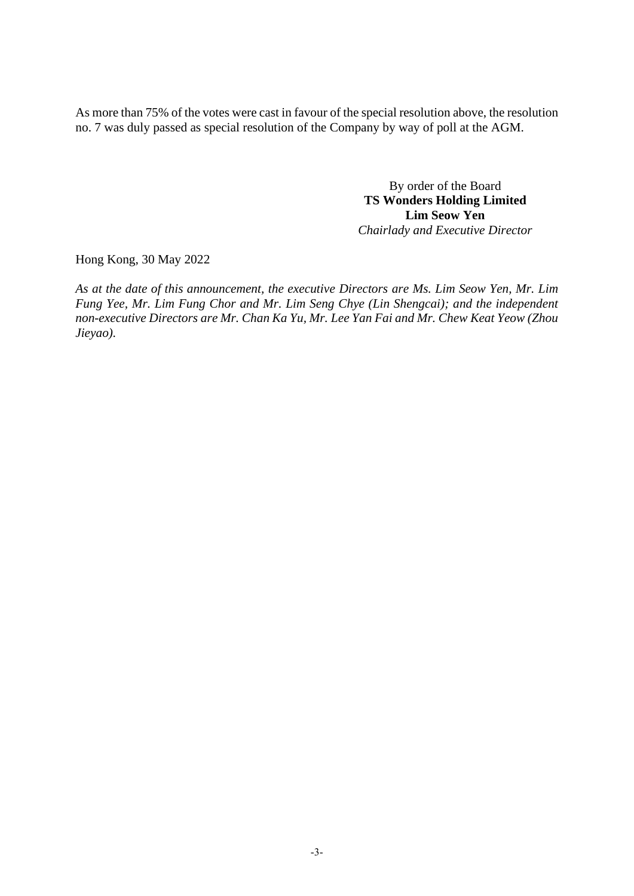As more than 75% of the votes were cast in favour of the special resolution above, the resolution no. 7 was duly passed as special resolution of the Company by way of poll at the AGM.

By order of the Board
**TS Wonders Holding Limited**
**Lim Seow Yen**
*Chairlady and Executive Director*

Hong Kong, 30 May 2022

*As at the date of this announcement, the executive Directors are Ms. Lim Seow Yen, Mr. Lim Fung Yee, Mr. Lim Fung Chor and Mr. Lim Seng Chye (Lin Shengcai); and the independent non-executive Directors are Mr. Chan Ka Yu, Mr. Lee Yan Fai and Mr. Chew Keat Yeow (Zhou Jieyao).*